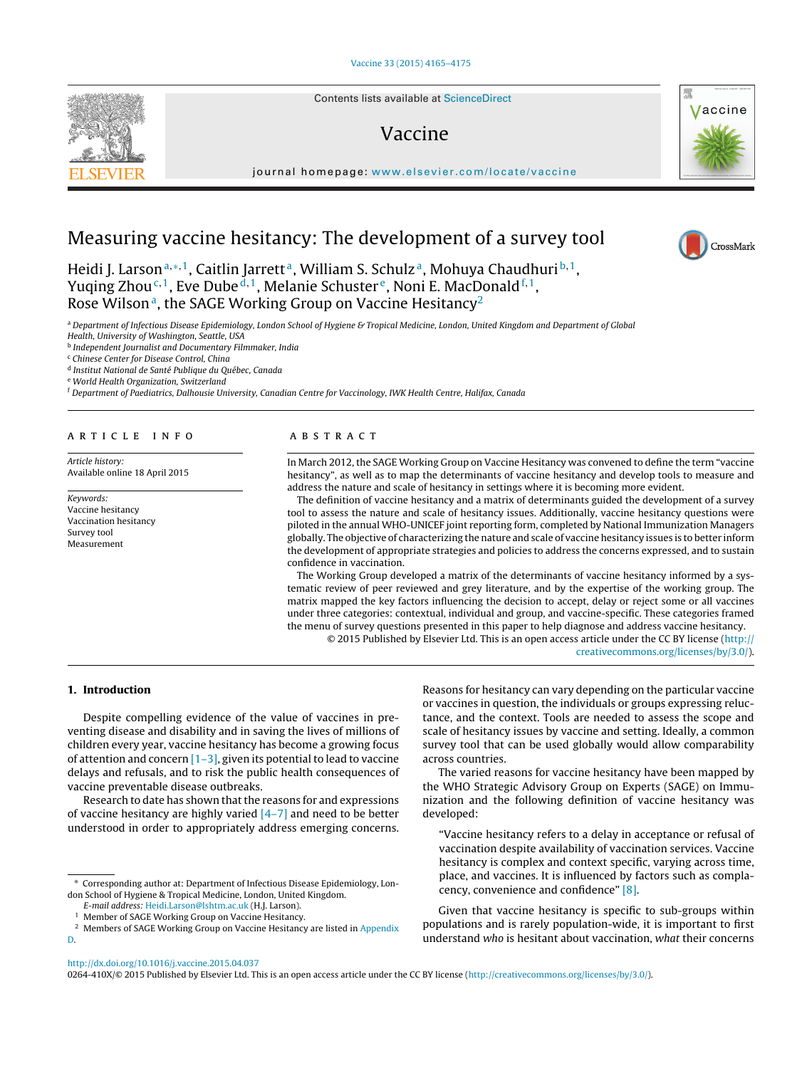# Measuring vaccine hesitancy: The development of a survey tool

Heidi J. Larson[a,*,1], Caitlin Jarrett[a], William S. Schulz[a], Mohuya Chaudhuri[b,1], Yuqing Zhou[c,1], Eve Dube[d,1], Melanie Schuster[e], Noni E. MacDonald[f,1], Rose Wilson[a], the SAGE Working Group on Vaccine Hesitancy[2]

[a] Department of Infectious Disease Epidemiology, London School of Hygiene & Tropical Medicine, London, United Kingdom and Department of Global Health, University of Washington, Seattle, USA
[b] Independent Journalist and Documentary Filmmaker, India
[c] Chinese Center for Disease Control, China
[d] Institut National de Santé Publique du Québec, Canada
[e] World Health Organization, Switzerland
[f] Department of Paediatrics, Dalhousie University, Canadian Centre for Vaccinology, IWK Health Centre, Halifax, Canada

**ARTICLE INFO**

*Article history:*
Available online 18 April 2015

*Keywords:*
Vaccine hesitancy
Vaccination hesitancy
Survey tool
Measurement

**ABSTRACT**

In March 2012, the SAGE Working Group on Vaccine Hesitancy was convened to define the term "vaccine hesitancy", as well as to map the determinants of vaccine hesitancy and develop tools to measure and address the nature and scale of hesitancy in settings where it is becoming more evident.

The definition of vaccine hesitancy and a matrix of determinants guided the development of a survey tool to assess the nature and scale of hesitancy issues. Additionally, vaccine hesitancy questions were piloted in the annual WHO-UNICEF joint reporting form, completed by National Immunization Managers globally. The objective of characterizing the nature and scale of vaccine hesitancy issues is to better inform the development of appropriate strategies and policies to address the concerns expressed, and to sustain confidence in vaccination.

The Working Group developed a matrix of the determinants of vaccine hesitancy informed by a systematic review of peer reviewed and grey literature, and by the expertise of the working group. The matrix mapped the key factors influencing the decision to accept, delay or reject some or all vaccines under three categories: contextual, individual and group, and vaccine-specific. These categories framed the menu of survey questions presented in this paper to help diagnose and address vaccine hesitancy.

© 2015 Published by Elsevier Ltd. This is an open access article under the CC BY license (http://creativecommons.org/licenses/by/3.0/).

## 1. Introduction

Despite compelling evidence of the value of vaccines in preventing disease and disability and in saving the lives of millions of children every year, vaccine hesitancy has become a growing focus of attention and concern [1–3], given its potential to lead to vaccine delays and refusals, and to risk the public health consequences of vaccine preventable disease outbreaks.

Research to date has shown that the reasons for and expressions of vaccine hesitancy are highly varied [4–7] and need to be better understood in order to appropriately address emerging concerns. Reasons for hesitancy can vary depending on the particular vaccine or vaccines in question, the individuals or groups expressing reluctance, and the context. Tools are needed to assess the scope and scale of hesitancy issues by vaccine and setting. Ideally, a common survey tool that can be used globally would allow comparability across countries.

The varied reasons for vaccine hesitancy have been mapped by the WHO Strategic Advisory Group on Experts (SAGE) on Immunization and the following definition of vaccine hesitancy was developed:

> "Vaccine hesitancy refers to a delay in acceptance or refusal of vaccination despite availability of vaccination services. Vaccine hesitancy is complex and context specific, varying across time, place, and vaccines. It is influenced by factors such as complacency, convenience and confidence" [8].

Given that vaccine hesitancy is specific to sub-groups within populations and is rarely population-wide, it is important to first understand *who* is hesitant about vaccination, *what* their concerns

\* Corresponding author at: Department of Infectious Disease Epidemiology, London School of Hygiene & Tropical Medicine, London, United Kingdom.
*E-mail address:* Heidi.Larson@lshtm.ac.uk (H.J. Larson).
[1] Member of SAGE Working Group on Vaccine Hesitancy.
[2] Members of SAGE Working Group on Vaccine Hesitancy are listed in Appendix D.

http://dx.doi.org/10.1016/j.vaccine.2015.04.037
0264-410X/© 2015 Published by Elsevier Ltd. This is an open access article under the CC BY license (http://creativecommons.org/licenses/by/3.0/).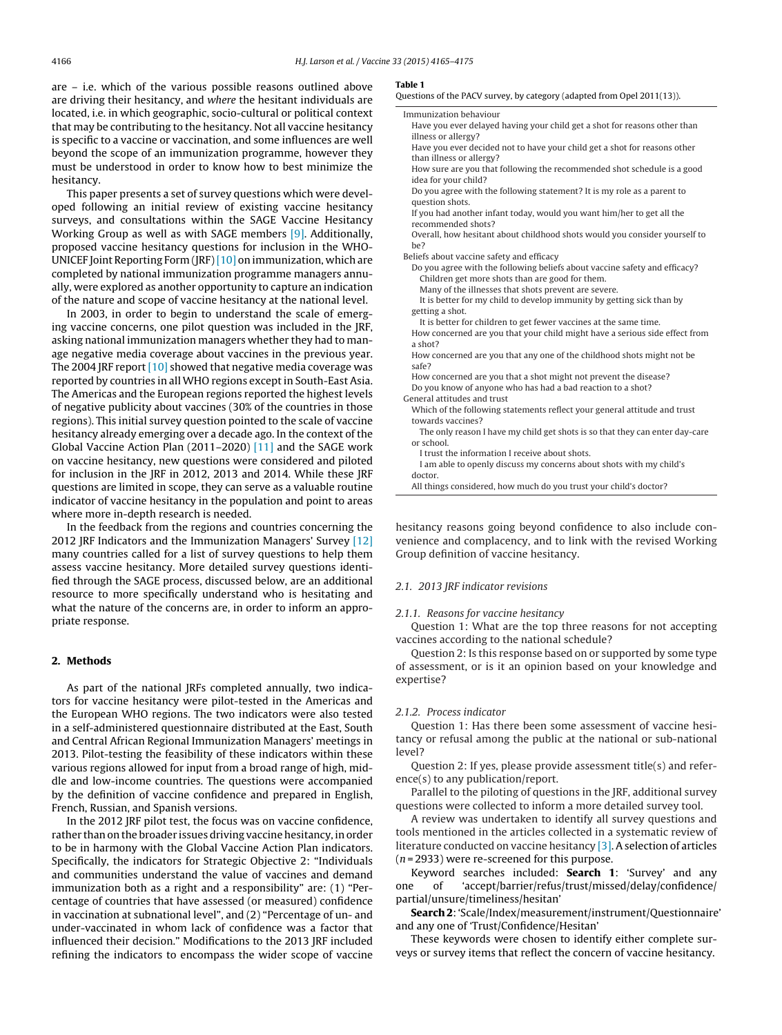are – i.e. which of the various possible reasons outlined above are driving their hesitancy, and *where* the hesitant individuals are located, i.e. in which geographic, socio-cultural or political context that may be contributing to the hesitancy. Not all vaccine hesitancy is specific to a vaccine or vaccination, and some influences are well beyond the scope of an immunization programme, however they must be understood in order to know how to best minimize the hesitancy.

This paper presents a set of survey questions which were developed following an initial review of existing vaccine hesitancy surveys, and consultations within the SAGE Vaccine Hesitancy Working Group as well as with SAGE members [9]. Additionally, proposed vaccine hesitancy questions for inclusion in the WHO-UNICEF Joint Reporting Form (JRF) [10] on immunization, which are completed by national immunization programme managers annually, were explored as another opportunity to capture an indication of the nature and scope of vaccine hesitancy at the national level.

In 2003, in order to begin to understand the scale of emerging vaccine concerns, one pilot question was included in the JRF, asking national immunization managers whether they had to manage negative media coverage about vaccines in the previous year. The 2004 JRF report [10] showed that negative media coverage was reported by countries in all WHO regions except in South-East Asia. The Americas and the European regions reported the highest levels of negative publicity about vaccines (30% of the countries in those regions). This initial survey question pointed to the scale of vaccine hesitancy already emerging over a decade ago. In the context of the Global Vaccine Action Plan (2011–2020) [11] and the SAGE work on vaccine hesitancy, new questions were considered and piloted for inclusion in the JRF in 2012, 2013 and 2014. While these JRF questions are limited in scope, they can serve as a valuable routine indicator of vaccine hesitancy in the population and point to areas where more in-depth research is needed.

In the feedback from the regions and countries concerning the 2012 JRF Indicators and the Immunization Managers' Survey [12] many countries called for a list of survey questions to help them assess vaccine hesitancy. More detailed survey questions identified through the SAGE process, discussed below, are an additional resource to more specifically understand who is hesitating and what the nature of the concerns are, in order to inform an appropriate response.

## 2. Methods

As part of the national JRFs completed annually, two indicators for vaccine hesitancy were pilot-tested in the Americas and the European WHO regions. The two indicators were also tested in a self-administered questionnaire distributed at the East, South and Central African Regional Immunization Managers' meetings in 2013. Pilot-testing the feasibility of these indicators within these various regions allowed for input from a broad range of high, middle and low-income countries. The questions were accompanied by the definition of vaccine confidence and prepared in English, French, Russian, and Spanish versions.

In the 2012 JRF pilot test, the focus was on vaccine confidence, rather than on the broader issues driving vaccine hesitancy, in order to be in harmony with the Global Vaccine Action Plan indicators. Specifically, the indicators for Strategic Objective 2: "Individuals and communities understand the value of vaccines and demand immunization both as a right and a responsibility" are: (1) "Percentage of countries that have assessed (or measured) confidence in vaccination at subnational level", and (2) "Percentage of un- and under-vaccinated in whom lack of confidence was a factor that influenced their decision." Modifications to the 2013 JRF included refining the indicators to encompass the wider scope of vaccine hesitancy reasons going beyond confidence to also include convenience and complacency, and to link with the revised Working Group definition of vaccine hesitancy.

**Table 1**
Questions of the PACV survey, by category (adapted from Opel 2011(13)).

| |
|---|
| Immunization behaviour |
| Have you ever delayed having your child get a shot for reasons other than illness or allergy? |
| Have you ever decided not to have your child get a shot for reasons other than illness or allergy? |
| How sure are you that following the recommended shot schedule is a good idea for your child? |
| Do you agree with the following statement? It is my role as a parent to question shots. |
| If you had another infant today, would you want him/her to get all the recommended shots? |
| Overall, how hesitant about childhood shots would you consider yourself to be? |
| Beliefs about vaccine safety and efficacy |
| Do you agree with the following beliefs about vaccine safety and efficacy? |
| Children get more shots than are good for them. |
| Many of the illnesses that shots prevent are severe. |
| It is better for my child to develop immunity by getting sick than by getting a shot. |
| It is better for children to get fewer vaccines at the same time. |
| How concerned are you that your child might have a serious side effect from a shot? |
| How concerned are you that any one of the childhood shots might not be safe? |
| How concerned are you that a shot might not prevent the disease? |
| Do you know of anyone who has had a bad reaction to a shot? |
| General attitudes and trust |
| Which of the following statements reflect your general attitude and trust towards vaccines? |
| The only reason I have my child get shots is so that they can enter day-care or school. |
| I trust the information I receive about shots. |
| I am able to openly discuss my concerns about shots with my child's doctor. |
| All things considered, how much do you trust your child's doctor? |

### 2.1. 2013 JRF indicator revisions

#### 2.1.1. Reasons for vaccine hesitancy

Question 1: What are the top three reasons for not accepting vaccines according to the national schedule?

Question 2: Is this response based on or supported by some type of assessment, or is it an opinion based on your knowledge and expertise?

#### 2.1.2. Process indicator

Question 1: Has there been some assessment of vaccine hesitancy or refusal among the public at the national or sub-national level?

Question 2: If yes, please provide assessment title(s) and reference(s) to any publication/report.

Parallel to the piloting of questions in the JRF, additional survey questions were collected to inform a more detailed survey tool.

A review was undertaken to identify all survey questions and tools mentioned in the articles collected in a systematic review of literature conducted on vaccine hesitancy [3]. A selection of articles ($n = 2933$) were re-screened for this purpose.

Keyword searches included: **Search 1**: 'Survey' and any one of 'accept/barrier/refus/trust/missed/delay/confidence/partial/unsure/timeliness/hesitan'

**Search 2**: 'Scale/Index/measurement/instrument/Questionnaire' and any one of 'Trust/Confidence/Hesitan'

These keywords were chosen to identify either complete surveys or survey items that reflect the concern of vaccine hesitancy.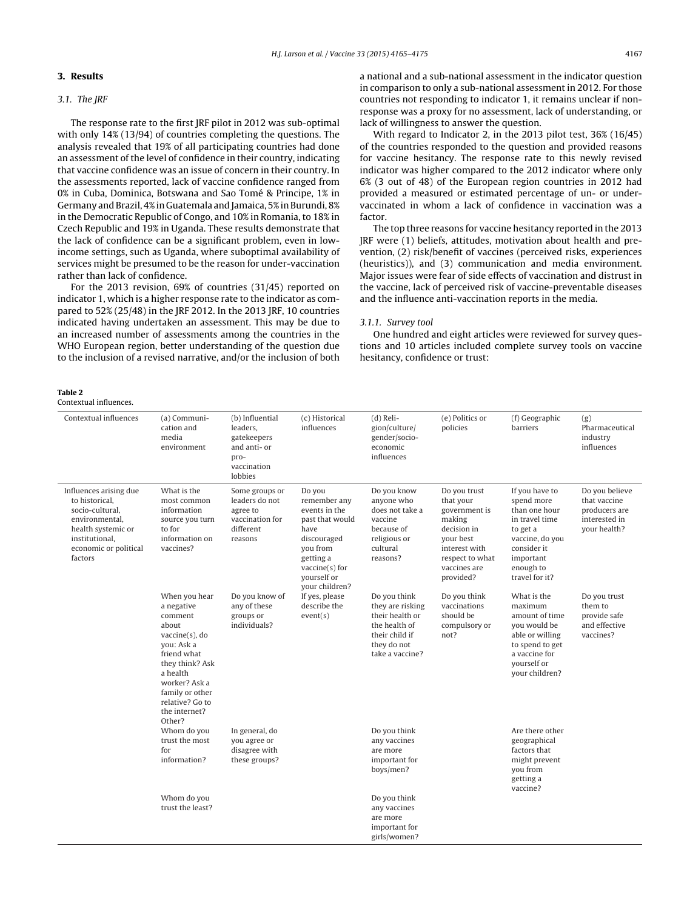## 3. Results

### 3.1. The JRF

The response rate to the first JRF pilot in 2012 was sub-optimal with only 14% (13/94) of countries completing the questions. The analysis revealed that 19% of all participating countries had done an assessment of the level of confidence in their country, indicating that vaccine confidence was an issue of concern in their country. In the assessments reported, lack of vaccine confidence ranged from 0% in Cuba, Dominica, Botswana and Sao Tomé & Principe, 1% in Germany and Brazil, 4% in Guatemala and Jamaica, 5% in Burundi, 8% in the Democratic Republic of Congo, and 10% in Romania, to 18% in Czech Republic and 19% in Uganda. These results demonstrate that the lack of confidence can be a significant problem, even in low-income settings, such as Uganda, where suboptimal availability of services might be presumed to be the reason for under-vaccination rather than lack of confidence.

For the 2013 revision, 69% of countries (31/45) reported on indicator 1, which is a higher response rate to the indicator as compared to 52% (25/48) in the JRF 2012. In the 2013 JRF, 10 countries indicated having undertaken an assessment. This may be due to an increased number of assessments among the countries in the WHO European region, better understanding of the question due to the inclusion of a revised narrative, and/or the inclusion of both a national and a sub-national assessment in the indicator question in comparison to only a sub-national assessment in 2012. For those countries not responding to indicator 1, it remains unclear if non-response was a proxy for no assessment, lack of understanding, or lack of willingness to answer the question.

With regard to Indicator 2, in the 2013 pilot test, 36% (16/45) of the countries responded to the question and provided reasons for vaccine hesitancy. The response rate to this newly revised indicator was higher compared to the 2012 indicator where only 6% (3 out of 48) of the European region countries in 2012 had provided a measured or estimated percentage of un- or under-vaccinated in whom a lack of confidence in vaccination was a factor.

The top three reasons for vaccine hesitancy reported in the 2013 JRF were (1) beliefs, attitudes, motivation about health and prevention, (2) risk/benefit of vaccines (perceived risks, experiences (heuristics)), and (3) communication and media environment. Major issues were fear of side effects of vaccination and distrust in the vaccine, lack of perceived risk of vaccine-preventable diseases and the influence anti-vaccination reports in the media.

#### 3.1.1. Survey tool

One hundred and eight articles were reviewed for survey questions and 10 articles included complete survey tools on vaccine hesitancy, confidence or trust:

**Table 2**
Contextual influences.

| Contextual influences | (a) Communication and media environment | (b) Influential leaders, gatekeepers and anti- or pro-vaccination lobbies | (c) Historical influences | (d) Religion/culture/gender/socio-economic influences | (e) Politics or policies | (f) Geographic barriers | (g) Pharmaceutical industry influences |
|---|---|---|---|---|---|---|---|
| Influences arising due to historical, socio-cultural, environmental, health systemic or institutional, economic or political factors | What is the most common information source you turn to for information on vaccines? | Some groups or leaders do not agree to vaccination for different reasons | Do you remember any events in the past that would have discouraged you from getting a vaccine(s) for yourself or your children? If yes, please describe the event(s) | Do you know anyone who does not take a vaccine because of religious or cultural reasons? | Do you trust that your government is making decision in your best interest with respect to what vaccines are provided? | If you have to spend more than one hour in travel time to get a vaccine, do you consider it important enough to travel for it? | Do you believe that vaccine producers are interested in your health? |
| | When you hear a negative comment about vaccine(s), do you: Ask a friend what they think? Ask a health worker? Ask a family or other relative? Go to the internet? Other? | Do you know of any of these groups or individuals? | | Do you think they are risking their health or the health of their child if they do not take a vaccine? | Do you think vaccinations should be compulsory or not? | What is the maximum amount of time you would be able or willing to spend to get a vaccine for yourself or your children? | Do you trust them to provide safe and effective vaccines? |
| | Whom do you trust the most for information? | In general, do you agree or disagree with these groups? | | Do you think any vaccines are more important for boys/men? | | Are there other geographical factors that might prevent you from getting a vaccine? | |
| | Whom do you trust the least? | | | Do you think any vaccines are more important for girls/women? | | | |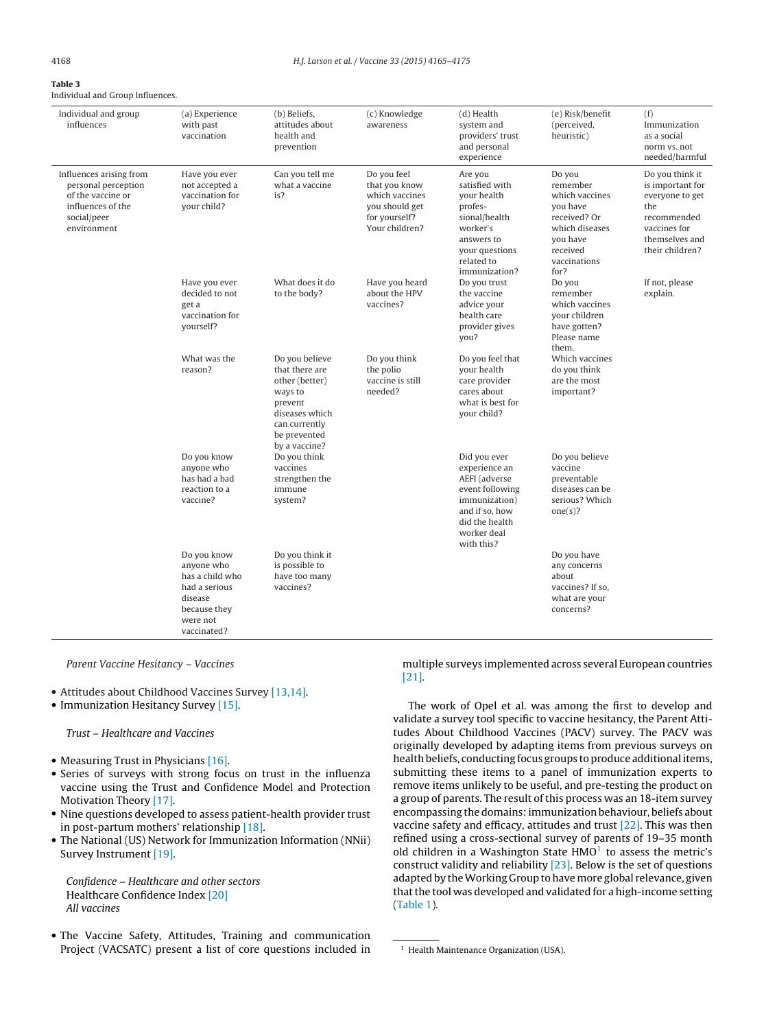**Table 3**
Individual and Group Influences.

| Individual and group influences | (a) Experience with past vaccination | (b) Beliefs, attitudes about health and prevention | (c) Knowledge awareness | (d) Health system and providers' trust and personal experience | (e) Risk/benefit (perceived, heuristic) | (f) Immunization as a social norm vs. not needed/harmful |
|---|---|---|---|---|---|---|
| Influences arising from personal perception of the vaccine or influences of the social/peer environment | Have you ever not accepted a vaccination for your child? | Can you tell me what a vaccine is? | Do you feel that you know which vaccines you should get for yourself? Your children? | Are you satisfied with your health professional/health worker's answers to your questions related to immunization? | Do you remember which vaccines you have received? Or which diseases you have received vaccinations for? | Do you think it is important for everyone to get the recommended vaccines for themselves and their children? |
| | Have you ever decided to not get a vaccination for yourself? | What does it do to the body? | Have you heard about the HPV vaccines? | Do you trust the vaccine advice your health care provider gives you? | Do you remember which vaccines your children have gotten? Please name them. | If not, please explain. |
| | What was the reason? | Do you believe that there are other (better) ways to prevent diseases which can currently be prevented by a vaccine? | Do you think the polio vaccine is still needed? | Do you feel that your health care provider cares about what is best for your child? | Which vaccines do you think are the most important? | |
| | Do you know anyone who has had a bad reaction to a vaccine? | Do you think vaccines strengthen the immune system? | | Did you ever experience an AEFI (adverse event following immunization) and if so, how did the health worker deal with this? | Do you believe vaccine preventable diseases can be serious? Which one(s)? | |
| | Do you know anyone who has a child who had a serious disease because they were not vaccinated? | Do you think it is possible to have too many vaccines? | | | Do you have any concerns about vaccines? If so, what are your concerns? | |

*Parent Vaccine Hesitancy – Vaccines*

- Attitudes about Childhood Vaccines Survey [13,14].
- Immunization Hesitancy Survey [15].

*Trust – Healthcare and Vaccines*

- Measuring Trust in Physicians [16].
- Series of surveys with strong focus on trust in the influenza vaccine using the Trust and Confidence Model and Protection Motivation Theory [17].
- Nine questions developed to assess patient-health provider trust in post-partum mothers' relationship [18].
- The National (US) Network for Immunization Information (NNii) Survey Instrument [19].

*Confidence – Healthcare and other sectors*
Healthcare Confidence Index [20]
*All vaccines*

- The Vaccine Safety, Attitudes, Training and communication Project (VACSATC) present a list of core questions included in multiple surveys implemented across several European countries [21].

The work of Opel et al. was among the first to develop and validate a survey tool specific to vaccine hesitancy, the Parent Attitudes About Childhood Vaccines (PACV) survey. The PACV was originally developed by adapting items from previous surveys on health beliefs, conducting focus groups to produce additional items, submitting these items to a panel of immunization experts to remove items unlikely to be useful, and pre-testing the product on a group of parents. The result of this process was an 18-item survey encompassing the domains: immunization behaviour, beliefs about vaccine safety and efficacy, attitudes and trust [22]. This was then refined using a cross-sectional survey of parents of 19–35 month old children in a Washington State HMO[1] to assess the metric's construct validity and reliability [23]. Below is the set of questions adapted by the Working Group to have more global relevance, given that the tool was developed and validated for a high-income setting (Table 1).

[1] Health Maintenance Organization (USA).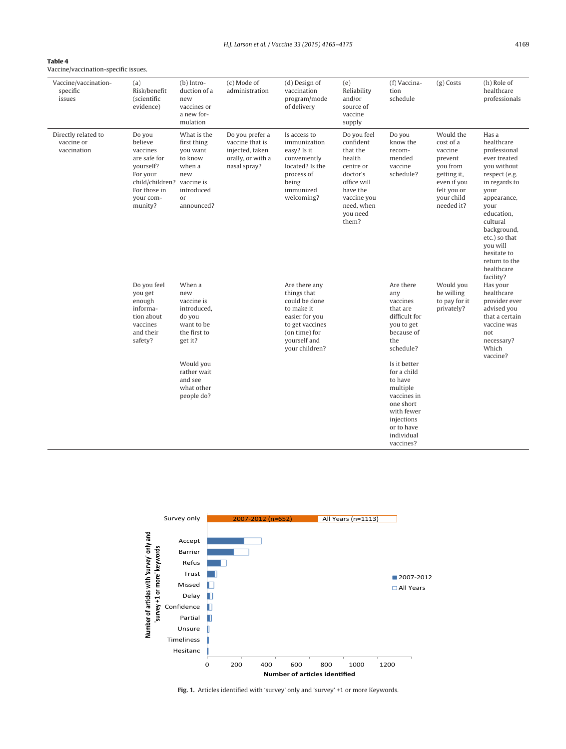**Table 4**
Vaccine/vaccination-specific issues.

| Vaccine/vaccination-specific issues | (a) Risk/benefit (scientific evidence) | (b) Introduction of a new vaccines or a new formulation | (c) Mode of administration | (d) Design of vaccination program/mode of delivery | (e) Reliability and/or source of vaccine supply | (f) Vaccination schedule | (g) Costs | (h) Role of healthcare professionals |
|---|---|---|---|---|---|---|---|---|
| Directly related to vaccine or vaccination | Do you believe vaccines are safe for yourself? For your child/children? For those in your community? | What is the first thing you want to know when a new vaccine is introduced or announced? | Do you prefer a vaccine that is injected, taken orally, or with a nasal spray? | Is access to immunization easy? Is it conveniently located? Is the process of being immunized welcoming? | Do you feel confident that the health centre or doctor's office will have the vaccine you need, when you need them? | Do you know the recommended vaccine schedule? | Would the cost of a vaccine prevent you from getting it, even if you felt you or your child needed it? | Has a healthcare professional ever treated you without respect (e.g. in regards to your appearance, your education, cultural background, etc.) so that you will hesitate to return to the healthcare facility? |
| | Do you feel you get enough information about vaccines and their safety? | When a new vaccine is introduced, do you want to be the first to get it? | | Are there any things that could be done to make it easier for you to get vaccines (on time) for yourself and your children? | | Are there any vaccines that are difficult for you to get because of the schedule? | Would you be willing to pay for it privately? | Has your healthcare provider ever advised you that a certain vaccine was not necessary? Which vaccine? |
| | | Would you rather wait and see what other people do? | | | | Is it better for a child to have multiple vaccines in one short with fewer injections or to have individual vaccines? | | |

**Fig. 1.** Articles identified with 'survey' only and 'survey' +1 or more Keywords.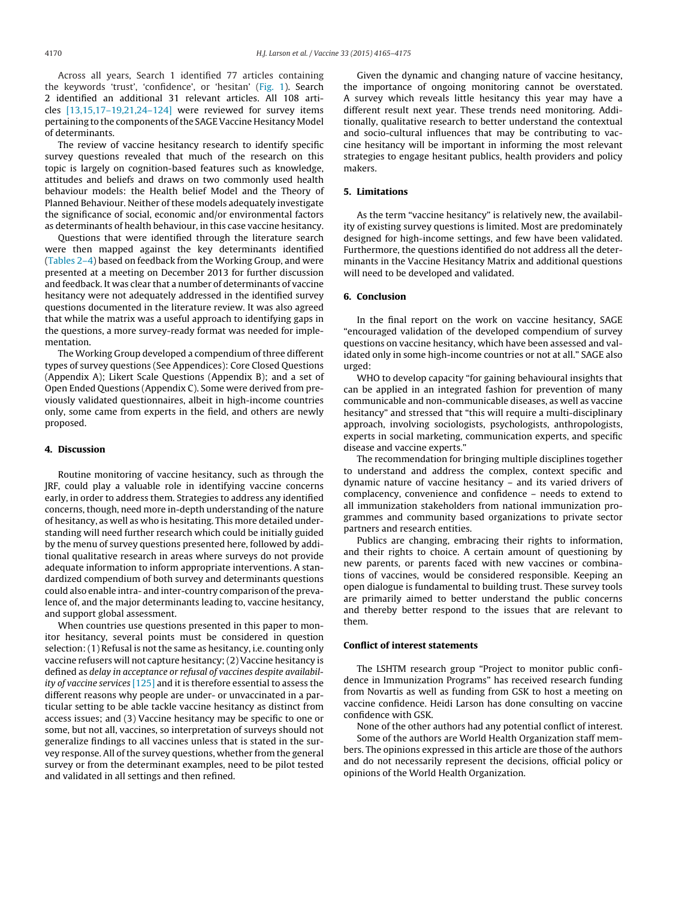Across all years, Search 1 identified 77 articles containing the keywords 'trust', 'confidence', or 'hesitan' (Fig. 1). Search 2 identified an additional 31 relevant articles. All 108 articles [13,15,17–19,21,24–124] were reviewed for survey items pertaining to the components of the SAGE Vaccine Hesitancy Model of determinants.

The review of vaccine hesitancy research to identify specific survey questions revealed that much of the research on this topic is largely on cognition-based features such as knowledge, attitudes and beliefs and draws on two commonly used health behaviour models: the Health belief Model and the Theory of Planned Behaviour. Neither of these models adequately investigate the significance of social, economic and/or environmental factors as determinants of health behaviour, in this case vaccine hesitancy.

Questions that were identified through the literature search were then mapped against the key determinants identified (Tables 2–4) based on feedback from the Working Group, and were presented at a meeting on December 2013 for further discussion and feedback. It was clear that a number of determinants of vaccine hesitancy were not adequately addressed in the identified survey questions documented in the literature review. It was also agreed that while the matrix was a useful approach to identifying gaps in the questions, a more survey-ready format was needed for implementation.

The Working Group developed a compendium of three different types of survey questions (See Appendices): Core Closed Questions (Appendix A); Likert Scale Questions (Appendix B); and a set of Open Ended Questions (Appendix C). Some were derived from previously validated questionnaires, albeit in high-income countries only, some came from experts in the field, and others are newly proposed.

## 4. Discussion

Routine monitoring of vaccine hesitancy, such as through the JRF, could play a valuable role in identifying vaccine concerns early, in order to address them. Strategies to address any identified concerns, though, need more in-depth understanding of the nature of hesitancy, as well as who is hesitating. This more detailed understanding will need further research which could be initially guided by the menu of survey questions presented here, followed by additional qualitative research in areas where surveys do not provide adequate information to inform appropriate interventions. A standardized compendium of both survey and determinants questions could also enable intra- and inter-country comparison of the prevalence of, and the major determinants leading to, vaccine hesitancy, and support global assessment.

When countries use questions presented in this paper to monitor hesitancy, several points must be considered in question selection: (1) Refusal is not the same as hesitancy, i.e. counting only vaccine refusers will not capture hesitancy; (2) Vaccine hesitancy is defined as *delay in acceptance or refusal of vaccines despite availability of vaccine services* [125] and it is therefore essential to assess the different reasons why people are under- or unvaccinated in a particular setting to be able tackle vaccine hesitancy as distinct from access issues; and (3) Vaccine hesitancy may be specific to one or some, but not all, vaccines, so interpretation of surveys should not generalize findings to all vaccines unless that is stated in the survey response. All of the survey questions, whether from the general survey or from the determinant examples, need to be pilot tested and validated in all settings and then refined.

Given the dynamic and changing nature of vaccine hesitancy, the importance of ongoing monitoring cannot be overstated. A survey which reveals little hesitancy this year may have a different result next year. These trends need monitoring. Additionally, qualitative research to better understand the contextual and socio-cultural influences that may be contributing to vaccine hesitancy will be important in informing the most relevant strategies to engage hesitant publics, health providers and policy makers.

## 5. Limitations

As the term "vaccine hesitancy" is relatively new, the availability of existing survey questions is limited. Most are predominately designed for high-income settings, and few have been validated. Furthermore, the questions identified do not address all the determinants in the Vaccine Hesitancy Matrix and additional questions will need to be developed and validated.

## 6. Conclusion

In the final report on the work on vaccine hesitancy, SAGE "encouraged validation of the developed compendium of survey questions on vaccine hesitancy, which have been assessed and validated only in some high-income countries or not at all." SAGE also urged:

WHO to develop capacity "for gaining behavioural insights that can be applied in an integrated fashion for prevention of many communicable and non-communicable diseases, as well as vaccine hesitancy" and stressed that "this will require a multi-disciplinary approach, involving sociologists, psychologists, anthropologists, experts in social marketing, communication experts, and specific disease and vaccine experts."

The recommendation for bringing multiple disciplines together to understand and address the complex, context specific and dynamic nature of vaccine hesitancy – and its varied drivers of complacency, convenience and confidence – needs to extend to all immunization stakeholders from national immunization programmes and community based organizations to private sector partners and research entities.

Publics are changing, embracing their rights to information, and their rights to choice. A certain amount of questioning by new parents, or parents faced with new vaccines or combinations of vaccines, would be considered responsible. Keeping an open dialogue is fundamental to building trust. These survey tools are primarily aimed to better understand the public concerns and thereby better respond to the issues that are relevant to them.

### Conflict of interest statements

The LSHTM research group "Project to monitor public confidence in Immunization Programs" has received research funding from Novartis as well as funding from GSK to host a meeting on vaccine confidence. Heidi Larson has done consulting on vaccine confidence with GSK.

None of the other authors had any potential conflict of interest.

Some of the authors are World Health Organization staff members. The opinions expressed in this article are those of the authors and do not necessarily represent the decisions, official policy or opinions of the World Health Organization.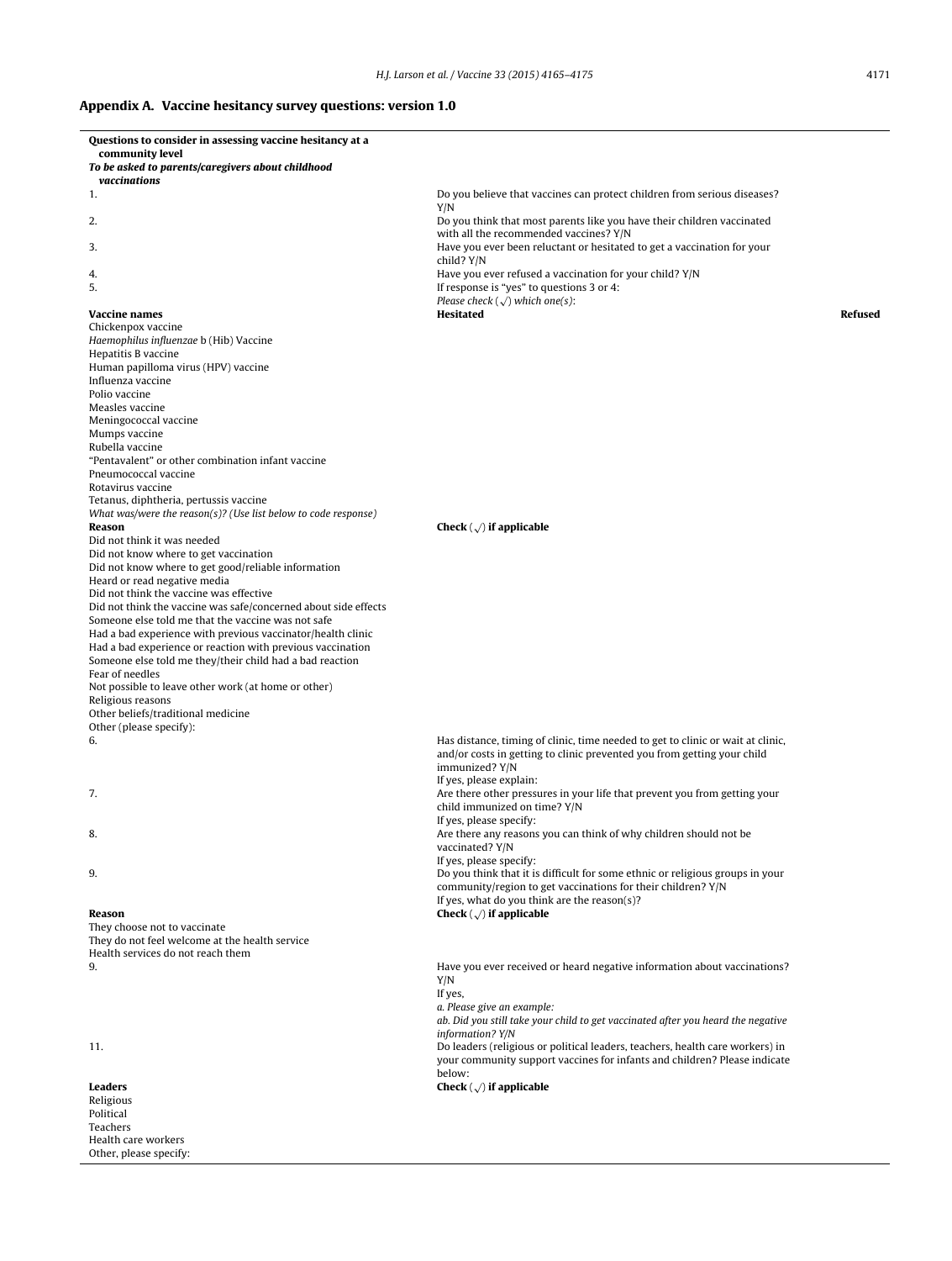## Appendix A. Vaccine hesitancy survey questions: version 1.0

| **Questions to consider in assessing vaccine hesitancy at a community level** | | |
|---|---|---|
| ***To be asked to parents/caregivers about childhood vaccinations*** | | |
| 1. | Do you believe that vaccines can protect children from serious diseases? Y/N | |
| 2. | Do you think that most parents like you have their children vaccinated with all the recommended vaccines? Y/N | |
| 3. | Have you ever been reluctant or hesitated to get a vaccination for your child? Y/N | |
| 4. | Have you ever refused a vaccination for your child? Y/N | |
| 5. | If response is "yes" to questions 3 or 4: *Please check (√) which one(s):* | |
| **Vaccine names** | **Hesitated** | **Refused** |
| Chickenpox vaccine | | |
| *Haemophilus influenzae* b (Hib) Vaccine | | |
| Hepatitis B vaccine | | |
| Human papilloma virus (HPV) vaccine | | |
| Influenza vaccine | | |
| Polio vaccine | | |
| Measles vaccine | | |
| Meningococcal vaccine | | |
| Mumps vaccine | | |
| Rubella vaccine | | |
| "Pentavalent" or other combination infant vaccine | | |
| Pneumococcal vaccine | | |
| Rotavirus vaccine | | |
| Tetanus, diphtheria, pertussis vaccine | | |
| *What was/were the reason(s)? (Use list below to code response)* | | |
| **Reason** | **Check (√) if applicable** | |
| Did not think it was needed | | |
| Did not know where to get vaccination | | |
| Did not know where to get good/reliable information | | |
| Heard or read negative media | | |
| Did not think the vaccine was effective | | |
| Did not think the vaccine was safe/concerned about side effects | | |
| Someone else told me that the vaccine was not safe | | |
| Had a bad experience with previous vaccinator/health clinic | | |
| Had a bad experience or reaction with previous vaccination | | |
| Someone else told me they/their child had a bad reaction | | |
| Fear of needles | | |
| Not possible to leave other work (at home or other) | | |
| Religious reasons | | |
| Other beliefs/traditional medicine | | |
| Other (please specify): | | |
| 6. | Has distance, timing of clinic, time needed to get to clinic or wait at clinic, and/or costs in getting to clinic prevented you from getting your child immunized? Y/N<br>If yes, please explain: | |
| 7. | Are there other pressures in your life that prevent you from getting your child immunized on time? Y/N<br>If yes, please specify: | |
| 8. | Are there any reasons you can think of why children should not be vaccinated? Y/N<br>If yes, please specify: | |
| 9. | Do you think that it is difficult for some ethnic or religious groups in your community/region to get vaccinations for their children? Y/N<br>If yes, what do you think are the reason(s)? | |
| **Reason** | **Check (√) if applicable** | |
| They choose not to vaccinate | | |
| They do not feel welcome at the health service | | |
| Health services do not reach them | | |
| 9. | Have you ever received or heard negative information about vaccinations? Y/N<br>If yes,<br>*a. Please give an example:*<br>*ab. Did you still take your child to get vaccinated after you heard the negative information? Y/N* | |
| 11. | Do leaders (religious or political leaders, teachers, health care workers) in your community support vaccines for infants and children? Please indicate below: | |
| **Leaders** | **Check (√) if applicable** | |
| Religious | | |
| Political | | |
| Teachers | | |
| Health care workers | | |
| Other, please specify: | | |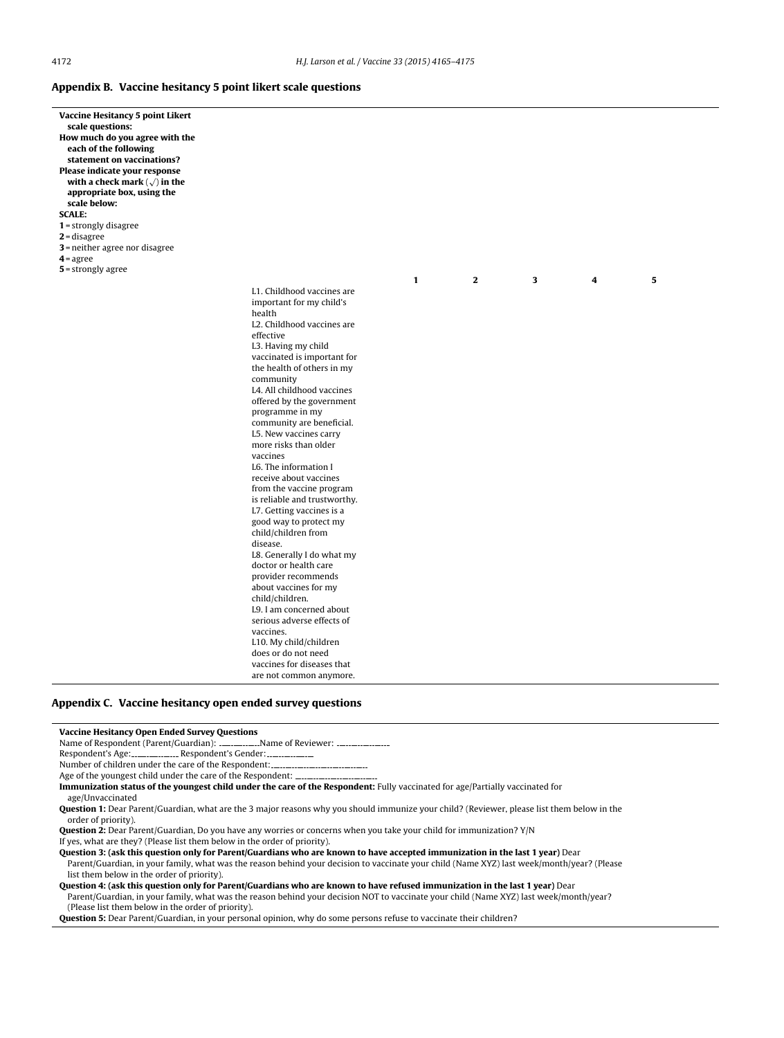## Appendix B. Vaccine hesitancy 5 point likert scale questions

**Vaccine Hesitancy 5 point Likert scale questions:**
**How much do you agree with the each of the following statement on vaccinations?**
**Please indicate your response with a check mark (√) in the appropriate box, using the scale below:**
**SCALE:**
**1** = strongly disagree
**2** = disagree
**3** = neither agree nor disagree
**4** = agree
**5** = strongly agree

| | 1 | 2 | 3 | 4 | 5 |
|---|---|---|---|---|---|
| L1. Childhood vaccines are important for my child's health | | | | | |
| L2. Childhood vaccines are effective | | | | | |
| L3. Having my child vaccinated is important for the health of others in my community | | | | | |
| L4. All childhood vaccines offered by the government programme in my community are beneficial. | | | | | |
| L5. New vaccines carry more risks than older vaccines | | | | | |
| L6. The information I receive about vaccines from the vaccine program is reliable and trustworthy. | | | | | |
| L7. Getting vaccines is a good way to protect my child/children from disease. | | | | | |
| L8. Generally I do what my doctor or health care provider recommends about vaccines for my child/children. | | | | | |
| L9. I am concerned about serious adverse effects of vaccines. | | | | | |
| L10. My child/children does or do not need vaccines for diseases that are not common anymore. | | | | | |

## Appendix C. Vaccine hesitancy open ended survey questions

**Vaccine Hesitancy Open Ended Survey Questions**

Name of Respondent (Parent/Guardian): ............Name of Reviewer: ............

Respondent's Age:............ Respondent's Gender:............

Number of children under the care of the Respondent:............

Age of the youngest child under the care of the Respondent: ............

**Immunization status of the youngest child under the care of the Respondent:** Fully vaccinated for age/Partially vaccinated for age/Unvaccinated

**Question 1:** Dear Parent/Guardian, what are the 3 major reasons why you should immunize your child? (Reviewer, please list them below in the order of priority).

**Question 2:** Dear Parent/Guardian, Do you have any worries or concerns when you take your child for immunization? Y/N

If yes, what are they? (Please list them below in the order of priority).

**Question 3: (ask this question only for Parent/Guardians who are known to have accepted immunization in the last 1 year)** Dear Parent/Guardian, in your family, what was the reason behind your decision to vaccinate your child (Name XYZ) last week/month/year? (Please list them below in the order of priority).

**Question 4: (ask this question only for Parent/Guardians who are known to have refused immunization in the last 1 year)** Dear Parent/Guardian, in your family, what was the reason behind your decision NOT to vaccinate your child (Name XYZ) last week/month/year? (Please list them below in the order of priority).

**Question 5:** Dear Parent/Guardian, in your personal opinion, why do some persons refuse to vaccinate their children?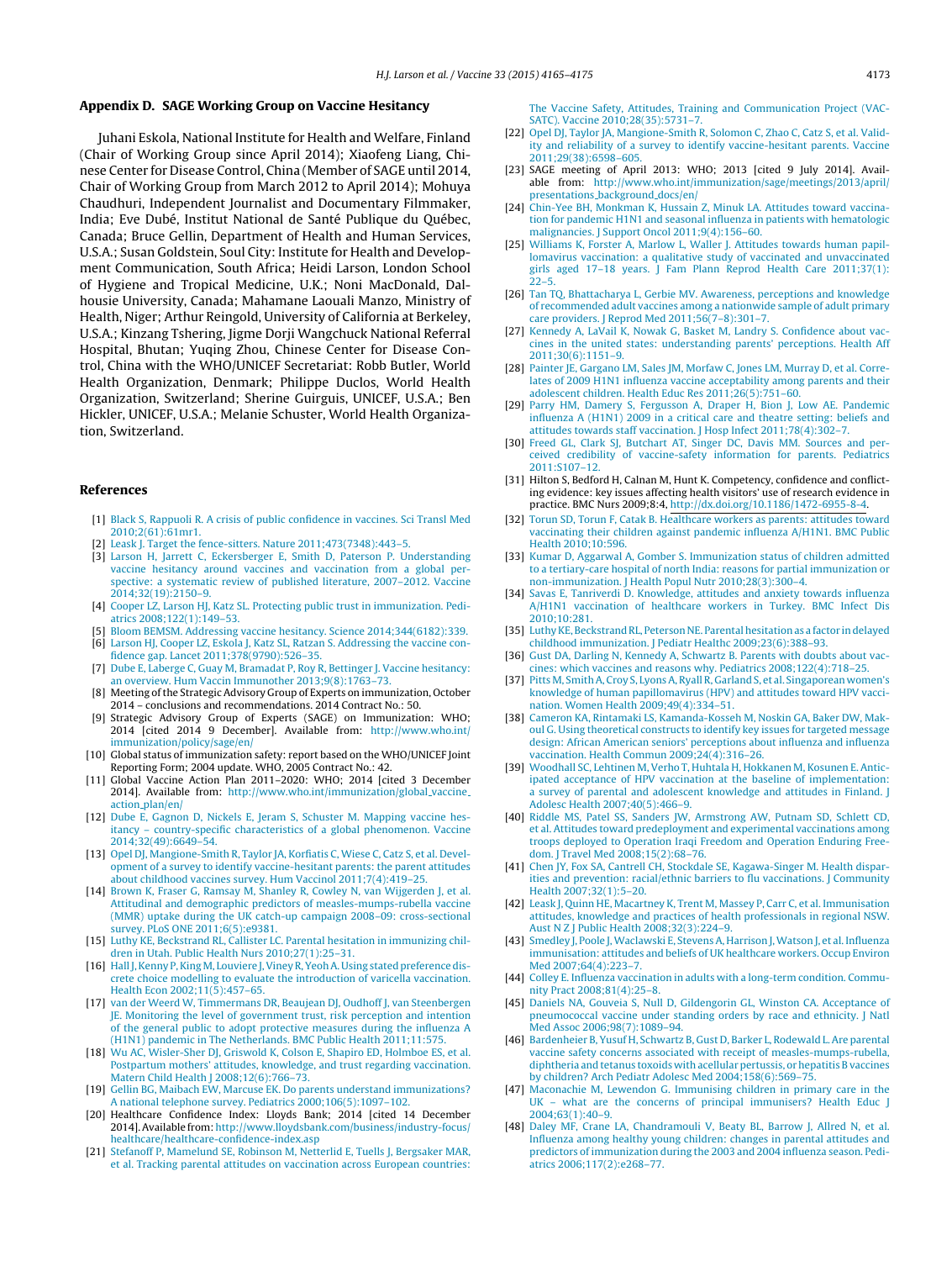## Appendix D. SAGE Working Group on Vaccine Hesitancy

Juhani Eskola, National Institute for Health and Welfare, Finland (Chair of Working Group since April 2014); Xiaofeng Liang, Chinese Center for Disease Control, China (Member of SAGE until 2014, Chair of Working Group from March 2012 to April 2014); Mohuya Chaudhuri, Independent Journalist and Documentary Filmmaker, India; Eve Dubé, Institut National de Santé Publique du Québec, Canada; Bruce Gellin, Department of Health and Human Services, U.S.A.; Susan Goldstein, Soul City: Institute for Health and Development Communication, South Africa; Heidi Larson, London School of Hygiene and Tropical Medicine, U.K.; Noni MacDonald, Dalhousie University, Canada; Mahamane Laouali Manzo, Ministry of Health, Niger; Arthur Reingold, University of California at Berkeley, U.S.A.; Kinzang Tshering, Jigme Dorji Wangchuck National Referral Hospital, Bhutan; Yuqing Zhou, Chinese Center for Disease Control, China with the WHO/UNICEF Secretariat: Robb Butler, World Health Organization, Denmark; Philippe Duclos, World Health Organization, Switzerland; Sherine Guirguis, UNICEF, U.S.A.; Ben Hickler, UNICEF, U.S.A.; Melanie Schuster, World Health Organization, Switzerland.

## References

[1] Black S, Rappuoli R. A crisis of public confidence in vaccines. Sci Transl Med 2010;2(61):61mr1.

[2] Leask J. Target the fence-sitters. Nature 2011;473(7348):443–5.

[3] Larson H, Jarrett C, Eckersberger E, Smith D, Paterson P. Understanding vaccine hesitancy around vaccines and vaccination from a global perspective: a systematic review of published literature, 2007–2012. Vaccine 2014;32(19):2150–9.

[4] Cooper LZ, Larson HJ, Katz SL. Protecting public trust in immunization. Pediatrics 2008;122(1):149–53.

[5] Bloom BEMSM. Addressing vaccine hesitancy. Science 2014;344(6182):339.

[6] Larson HJ, Cooper LZ, Eskola J, Katz SL, Ratzan S. Addressing the vaccine confidence gap. Lancet 2011;378(9790):526–35.

[7] Dube E, Laberge C, Guay M, Bramadat P, Roy R, Bettinger J. Vaccine hesitancy: an overview. Hum Vaccin Immunother 2013;9(8):1763–73.

[8] Meeting of the Strategic Advisory Group of Experts on immunization, October 2014 – conclusions and recommendations. 2014 Contract No.: 50.

[9] Strategic Advisory Group of Experts (SAGE) on Immunization: WHO; 2014 [cited 2014 9 December]. Available from: http://www.who.int/immunization/policy/sage/en/

[10] Global status of immunization safety: report based on the WHO/UNICEF Joint Reporting Form; 2004 update. WHO, 2005 Contract No.: 42.

[11] Global Vaccine Action Plan 2011–2020: WHO; 2014 [cited 3 December 2014]. Available from: http://www.who.int/immunization/global_vaccine_action_plan/en/

[12] Dube E, Gagnon D, Nickels E, Jeram S, Schuster M. Mapping vaccine hesitancy – country-specific characteristics of a global phenomenon. Vaccine 2014;32(49):6649–54.

[13] Opel DJ, Mangione-Smith R, Taylor JA, Korfiatis C, Wiese C, Catz S, et al. Development of a survey to identify vaccine-hesitant parents: the parent attitudes about childhood vaccines survey. Hum Vaccinol 2011;7(4):419–25.

[14] Brown K, Fraser G, Ramsay M, Shanley R, Cowley N, van Wijgerden J, et al. Attitudinal and demographic predictors of measles-mumps-rubella vaccine (MMR) uptake during the UK catch-up campaign 2008–09: cross-sectional survey. PLoS ONE 2011;6(5):e9381.

[15] Luthy KE, Beckstrand RL, Callister LC. Parental hesitation in immunizing children in Utah. Public Health Nurs 2010;27(1):25–31.

[16] Hall J, Kenny P, King M, Louviere J, Viney R, Yeoh A. Using stated preference discrete choice modelling to evaluate the introduction of varicella vaccination. Health Econ 2002;11(5):457–65.

[17] van der Weerd W, Timmermans DR, Beaujean DJ, Oudhoff J, van Steenbergen JE. Monitoring the level of government trust, risk perception and intention of the general public to adopt protective measures during the influenza A (H1N1) pandemic in The Netherlands. BMC Public Health 2011;11:575.

[18] Wu AC, Wisler-Sher DJ, Griswold K, Colson E, Shapiro ED, Holmboe ES, et al. Postpartum mothers' attitudes, knowledge, and trust regarding vaccination. Matern Child Health J 2008;12(6):766–73.

[19] Gellin BG, Maibach EW, Marcuse EK. Do parents understand immunizations? A national telephone survey. Pediatrics 2000;106(5):1097–102.

[20] Healthcare Confidence Index: Lloyds Bank; 2014 [cited 14 December 2014]. Available from: http://www.lloydsbank.com/business/industry-focus/healthcare/healthcare-confidence-index.asp

[21] Stefanoff P, Mamelund SE, Robinson M, Netterlid E, Tuells J, Bergsaker MAR, et al. Tracking parental attitudes on vaccination across European countries: The Vaccine Safety, Attitudes, Training and Communication Project (VACSATC). Vaccine 2010;28(35):5731–7.

[22] Opel DJ, Taylor JA, Mangione-Smith R, Solomon C, Zhao C, Catz S, et al. Validity and reliability of a survey to identify vaccine-hesitant parents. Vaccine 2011;29(38):6598–605.

[23] SAGE meeting of April 2013: WHO; 2013 [cited 9 July 2014]. Available from: http://www.who.int/immunization/sage/meetings/2013/april/presentations_background_docs/en/

[24] Chin-Yee BH, Monkman K, Hussain Z, Minuk LA. Attitudes toward vaccination for pandemic H1N1 and seasonal influenza in patients with hematologic malignancies. J Support Oncol 2011;9(4):156–60.

[25] Williams K, Forster A, Marlow L, Waller J. Attitudes towards human papillomavirus vaccination: a qualitative study of vaccinated and unvaccinated girls aged 17–18 years. J Fam Plann Reprod Health Care 2011;37(1):22–5.

[26] Tan TQ, Bhattacharya L, Gerbie MV. Awareness, perceptions and knowledge of recommended adult vaccines among a nationwide sample of adult primary care providers. J Reprod Med 2011;56(7–8):301–7.

[27] Kennedy A, LaVail K, Nowak G, Basket M, Landry S. Confidence about vaccines in the united states: understanding parents' perceptions. Health Aff 2011;30(6):1151–9.

[28] Painter JE, Gargano LM, Sales JM, Morfaw C, Jones LM, Murray D, et al. Correlates of 2009 H1N1 influenza vaccine acceptability among parents and their adolescent children. Health Educ Res 2011;26(5):751–60.

[29] Parry HM, Damery S, Fergusson A, Draper H, Bion J, Low AE. Pandemic influenza A (H1N1) 2009 in a critical care and theatre setting: beliefs and attitudes towards staff vaccination. J Hosp Infect 2011;78(4):302–7.

[30] Freed GL, Clark SJ, Butchart AT, Singer DC, Davis MM. Sources and perceived credibility of vaccine-safety information for parents. Pediatrics 2011:S107–12.

[31] Hilton S, Bedford H, Calnan M, Hunt K. Competency, confidence and conflicting evidence: key issues affecting health visitors' use of research evidence in practice. BMC Nurs 2009;8:4, http://dx.doi.org/10.1186/1472-6955-8-4.

[32] Torun SD, Torun F, Catak B. Healthcare workers as parents: attitudes toward vaccinating their children against pandemic influenza A/H1N1. BMC Public Health 2010;10:596.

[33] Kumar D, Aggarwal A, Gomber S. Immunization status of children admitted to a tertiary-care hospital of north India: reasons for partial immunization or non-immunization. J Health Popul Nutr 2010;28(3):300–4.

[34] Savas E, Tanriverdi D. Knowledge, attitudes and anxiety towards influenza A/H1N1 vaccination of healthcare workers in Turkey. BMC Infect Dis 2010;10:281.

[35] Luthy KE, Beckstrand RL, Peterson NE. Parental hesitation as a factor in delayed childhood immunization. J Pediatr Healthc 2009;23(6):388–93.

[36] Gust DA, Darling N, Kennedy A, Schwartz B. Parents with doubts about vaccines: which vaccines and reasons why. Pediatrics 2008;122(4):718–25.

[37] Pitts M, Smith A, Croy S, Lyons A, Ryall R, Garland S, et al. Singaporean women's knowledge of human papillomavirus (HPV) and attitudes toward HPV vaccination. Women Health 2009;49(4):334–51.

[38] Cameron KA, Rintamaki LS, Kamanda-Kosseh M, Noskin GA, Baker DW, Makoul G. Using theoretical constructs to identify key issues for targeted message design: African American seniors' perceptions about influenza and influenza vaccination. Health Commun 2009;24(4):316–26.

[39] Woodhall SC, Lehtinen M, Verho T, Huhtala H, Hokkanen M, Kosunen E. Anticipated acceptance of HPV vaccination at the baseline of implementation: a survey of parental and adolescent knowledge and attitudes in Finland. J Adolesc Health 2007;40(5):466–9.

[40] Riddle MS, Patel SS, Sanders JW, Armstrong AW, Putnam SD, Schlett CD, et al. Attitudes toward predeployment and experimental vaccinations among troops deployed to Operation Iraqi Freedom and Operation Enduring Freedom. J Travel Med 2008;15(2):68–76.

[41] Chen JY, Fox SA, Cantrell CH, Stockdale SE, Kagawa-Singer M. Health disparities and prevention: racial/ethnic barriers to flu vaccinations. J Community Health 2007;32(1):5–20.

[42] Leask J, Quinn HE, Macartney K, Trent M, Massey P, Carr C, et al. Immunisation attitudes, knowledge and practices of health professionals in regional NSW. Aust N Z J Public Health 2008;32(3):224–9.

[43] Smedley J, Poole J, Waclawski E, Stevens A, Harrison J, Watson J, et al. Influenza immunisation: attitudes and beliefs of UK healthcare workers. Occup Environ Med 2007;64(4):223–7.

[44] Colley E. Influenza vaccination in adults with a long-term condition. Community Pract 2008;81(4):25–8.

[45] Daniels NA, Gouveia S, Null D, Gildengorin GL, Winston CA. Acceptance of pneumococcal vaccine under standing orders by race and ethnicity. J Natl Med Assoc 2006;98(7):1089–94.

[46] Bardenheier B, Yusuf H, Schwartz B, Gust D, Barker L, Rodewald L. Are parental vaccine safety concerns associated with receipt of measles-mumps-rubella, diphtheria and tetanus toxoids with acellular pertussis, or hepatitis B vaccines by children? Arch Pediatr Adolesc Med 2004;158(6):569–75.

[47] Maconachie M, Lewendon G. Immunising children in primary care in the UK – what are the concerns of principal immunisers? Health Educ J 2004;63(1):40–9.

[48] Daley MF, Crane LA, Chandramouli V, Beaty BL, Barrow J, Allred N, et al. Influenza among healthy young children: changes in parental attitudes and predictors of immunization during the 2003 and 2004 influenza season. Pediatrics 2006;117(2):e268–77.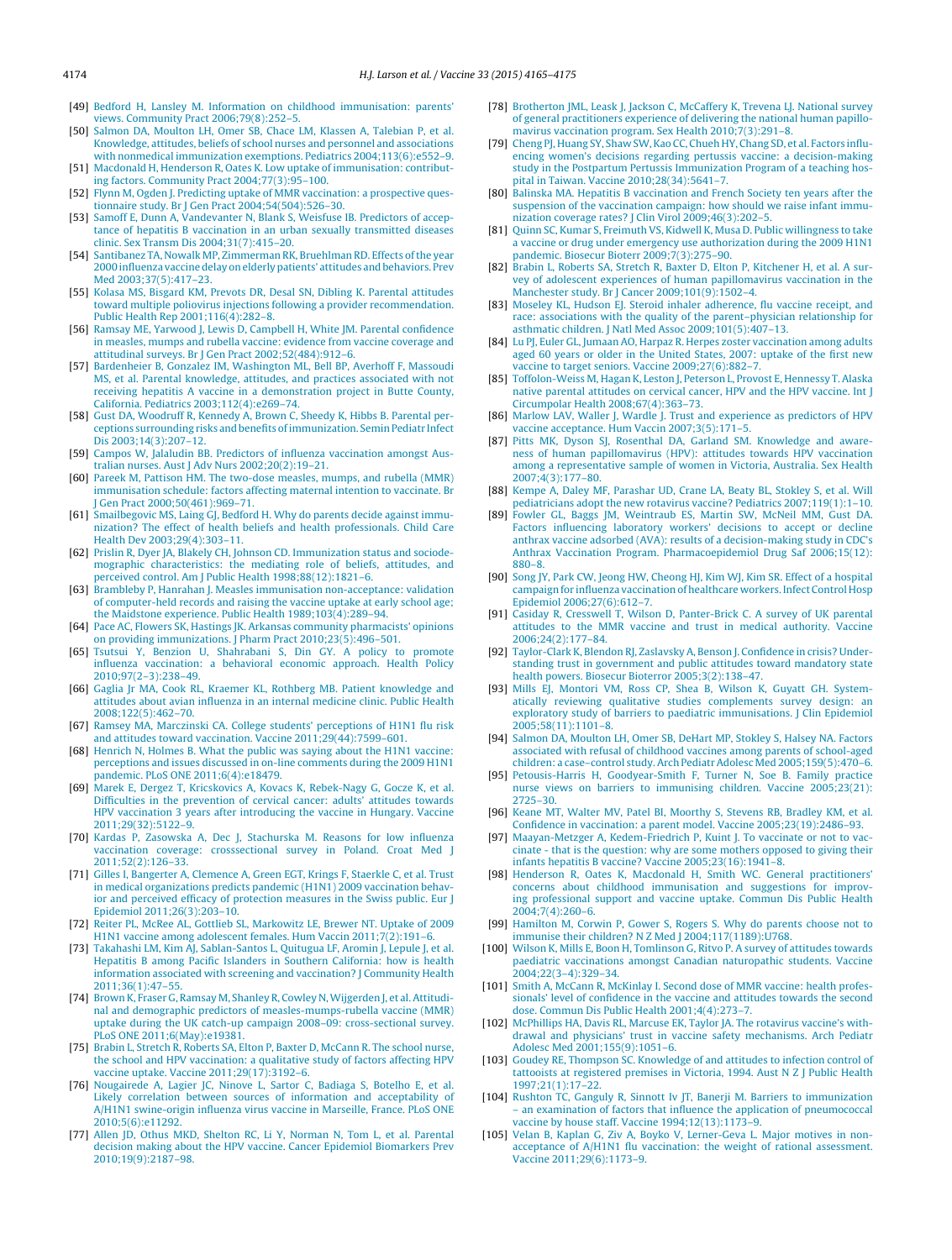[49] Bedford H, Lansley M. Information on childhood immunisation: parents' views. Community Pract 2006;79(8):252–5.

[50] Salmon DA, Moulton LH, Omer SB, Chace LM, Klassen A, Talebian P, et al. Knowledge, attitudes, beliefs of school nurses and personnel and associations with nonmedical immunization exemptions. Pediatrics 2004;113(6):e552–9.

[51] Macdonald H, Henderson R, Oates K. Low uptake of immunisation: contributing factors. Community Pract 2004;77(3):95–100.

[52] Flynn M, Ogden J. Predicting uptake of MMR vaccination: a prospective questionnaire study. Br J Gen Pract 2004;54(504):526–30.

[53] Samoff E, Dunn A, Vandevanter N, Blank S, Weisfuse IB. Predictors of acceptance of hepatitis B vaccination in an urban sexually transmitted diseases clinic. Sex Transm Dis 2004;31(7):415–20.

[54] Santibanez TA, Nowalk MP, Zimmerman RK, Bruehlman RD. Effects of the year 2000 influenza vaccine delay on elderly patients' attitudes and behaviors. Prev Med 2003;37(5):417–23.

[55] Kolasa MS, Bisgard KM, Prevots DR, Desal SN, Dibling K. Parental attitudes toward multiple poliovirus injections following a provider recommendation. Public Health Rep 2001;116(4):282–8.

[56] Ramsay ME, Yarwood J, Lewis D, Campbell H, White JM. Parental confidence in measles, mumps and rubella vaccine: evidence from vaccine coverage and attitudinal surveys. Br J Gen Pract 2002;52(484):912–6.

[57] Bardenheier B, Gonzalez IM, Washington ML, Bell BP, Averhoff F, Massoudi MS, et al. Parental knowledge, attitudes, and practices associated with not receiving hepatitis A vaccine in a demonstration project in Butte County, California. Pediatrics 2003;112(4):e269–74.

[58] Gust DA, Woodruff R, Kennedy A, Brown C, Sheedy K, Hibbs B. Parental perceptions surrounding risks and benefits of immunization. Semin Pediatr Infect Dis 2003;14(3):207–12.

[59] Campos W, Jalaludin BB. Predictors of influenza vaccination amongst Australian nurses. Aust J Adv Nurs 2002;20(2):19–21.

[60] Pareek M, Pattison HM. The two-dose measles, mumps, and rubella (MMR) immunisation schedule: factors affecting maternal intention to vaccinate. Br J Gen Pract 2000;50(461):969–71.

[61] Smailbegovic MS, Laing GJ, Bedford H. Why do parents decide against immunization? The effect of health beliefs and health professionals. Child Care Health Dev 2003;29(4):303–11.

[62] Prislin R, Dyer JA, Blakely CH, Johnson CD. Immunization status and sociodemographic characteristics: the mediating role of beliefs, attitudes, and perceived control. Am J Public Health 1998;88(12):1821–6.

[63] Brambleby P, Hanrahan J. Measles immunisation non-acceptance: validation of computer-held records and raising the vaccine uptake at early school age; the Maidstone experience. Public Health 1989;103(4):289–94.

[64] Pace AC, Flowers SK, Hastings JK. Arkansas community pharmacists' opinions on providing immunizations. J Pharm Pract 2010;23(5):496–501.

[65] Tsutsui Y, Benzion U, Shahrabani S, Din GY. A policy to promote influenza vaccination: a behavioral economic approach. Health Policy 2010;97(2–3):238–49.

[66] Gaglia Jr MA, Cook RL, Kraemer KL, Rothberg MB. Patient knowledge and attitudes about avian influenza in an internal medicine clinic. Public Health 2008;122(5):462–70.

[67] Ramsey MA, Marczinski CA. College students' perceptions of H1N1 flu risk and attitudes toward vaccination. Vaccine 2011;29(44):7599–601.

[68] Henrich N, Holmes B. What the public was saying about the H1N1 vaccine: perceptions and issues discussed in on-line comments during the 2009 H1N1 pandemic. PLoS ONE 2011;6(4):e18479.

[69] Marek E, Dergez T, Kricskovics A, Kovacs K, Rebek-Nagy G, Gocze K, et al. Difficulties in the prevention of cervical cancer: adults' attitudes towards HPV vaccination 3 years after introducing the vaccine in Hungary. Vaccine 2011;29(32):5122–9.

[70] Kardas P, Zasowska A, Dec J, Stachurska M. Reasons for low influenza vaccination coverage: crosssectional survey in Poland. Croat Med J 2011;52(2):126–33.

[71] Gilles I, Bangerter A, Clemence A, Green EGT, Krings F, Staerkle C, et al. Trust in medical organizations predicts pandemic (H1N1) 2009 vaccination behavior and perceived efficacy of protection measures in the Swiss public. Eur J Epidemiol 2011;26(3):203–10.

[72] Reiter PL, McRee AL, Gottlieb SL, Markowitz LE, Brewer NT. Uptake of 2009 H1N1 vaccine among adolescent females. Hum Vaccin 2011;7(2):191–6.

[73] Takahashi LM, Kim AJ, Sablan-Santos L, Quitugua LF, Aromin J, Lepule J, et al. Hepatitis B among Pacific Islanders in Southern California: how is health information associated with screening and vaccination? J Community Health 2011;36(1):47–55.

[74] Brown K, Fraser G, Ramsay M, Shanley R, Cowley N, Wijgerden J, et al. Attitudinal and demographic predictors of measles-mumps-rubella vaccine (MMR) uptake during the UK catch-up campaign 2008–09: cross-sectional survey. PLoS ONE 2011;6(May):e19381.

[75] Brabin L, Stretch R, Roberts SA, Elton P, Baxter D, McCann R. The school nurse, the school and HPV vaccination: a qualitative study of factors affecting HPV vaccine uptake. Vaccine 2011;29(17):3192–6.

[76] Nougairede A, Lagier JC, Ninove L, Sartor C, Badiaga S, Botelho E, et al. Likely correlation between sources of information and acceptability of A/H1N1 swine-origin influenza virus vaccine in Marseille, France. PLoS ONE 2010;5(6):e11292.

[77] Allen JD, Othus MKD, Shelton RC, Li Y, Norman N, Tom L, et al. Parental decision making about the HPV vaccine. Cancer Epidemiol Biomarkers Prev 2010;19(9):2187–98.

[78] Brotherton JML, Leask J, Jackson C, McCaffery K, Trevena LJ. National survey of general practitioners experience of delivering the national human papillomavirus vaccination program. Sex Health 2010;7(3):291–8.

[79] Cheng PJ, Huang SY, Shaw SW, Kao CC, Chueh HY, Chang SD, et al. Factors influencing women's decisions regarding pertussis vaccine: a decision-making study in the Postpartum Pertussis Immunization Program of a teaching hospital in Taiwan. Vaccine 2010;28(34):5641–7.

[80] Balinska MA. Hepatitis B vaccination and French Society ten years after the suspension of the vaccination campaign: how should we raise infant immunization coverage rates? J Clin Virol 2009;46(3):202–5.

[81] Quinn SC, Kumar S, Freimuth VS, Kidwell K, Musa D. Public willingness to take a vaccine or drug under emergency use authorization during the 2009 H1N1 pandemic. Biosecur Bioterr 2009;7(3):275–90.

[82] Brabin L, Roberts SA, Stretch R, Baxter D, Elton P, Kitchener H, et al. A survey of adolescent experiences of human papillomavirus vaccination in the Manchester study. Br J Cancer 2009;101(9):1502–4.

[83] Moseley KL, Hudson EJ. Steroid inhaler adherence, flu vaccine receipt, and race: associations with the quality of the parent–physician relationship for asthmatic children. J Natl Med Assoc 2009;101(5):407–13.

[84] Lu PJ, Euler GL, Jumaan AO, Harpaz R. Herpes zoster vaccination among adults aged 60 years or older in the United States, 2007: uptake of the first new vaccine to target seniors. Vaccine 2009;27(6):882–7.

[85] Toffolon-Weiss M, Hagan K, Leston J, Peterson L, Provost E, Hennessy T. Alaska native parental attitudes on cervical cancer, HPV and the HPV vaccine. Int J Circumpolar Health 2008;67(4):363–73.

[86] Marlow LAV, Waller J, Wardle J. Trust and experience as predictors of HPV vaccine acceptance. Hum Vaccin 2007;3(5):171–5.

[87] Pitts MK, Dyson SJ, Rosenthal DA, Garland SM. Knowledge and awareness of human papillomavirus (HPV): attitudes towards HPV vaccination among a representative sample of women in Victoria, Australia. Sex Health 2007;4(3):177–80.

[88] Kempe A, Daley MF, Parashar UD, Crane LA, Beaty BL, Stokley S, et al. Will pediatricians adopt the new rotavirus vaccine? Pediatrics 2007;119(1):1–10.

[89] Fowler GL, Baggs JM, Weintraub ES, Martin SW, McNeil MM, Gust DA. Factors influencing laboratory workers' decisions to accept or decline anthrax vaccine adsorbed (AVA): results of a decision-making study in CDC's Anthrax Vaccination Program. Pharmacoepidemiol Drug Saf 2006;15(12):880–8.

[90] Song JY, Park CW, Jeong HW, Cheong HJ, Kim WJ, Kim SR. Effect of a hospital campaign for influenza vaccination of healthcare workers. Infect Control Hosp Epidemiol 2006;27(6):612–7.

[91] Casiday R, Cresswell T, Wilson D, Panter-Brick C. A survey of UK parental attitudes to the MMR vaccine and trust in medical authority. Vaccine 2006;24(2):177–84.

[92] Taylor-Clark K, Blendon RJ, Zaslavsky A, Benson J. Confidence in crisis? Understanding trust in government and public attitudes toward mandatory state health powers. Biosecur Bioterror 2005;3(2):138–47.

[93] Mills EJ, Montori VM, Ross CP, Shea B, Wilson K, Guyatt GH. Systematically reviewing qualitative studies complements survey design: an exploratory study of barriers to paediatric immunisations. J Clin Epidemiol 2005;58(11):1101–8.

[94] Salmon DA, Moulton LH, Omer SB, DeHart MP, Stokley S, Halsey NA. Factors associated with refusal of childhood vaccines among parents of school-aged children: a case–control study. Arch Pediatr Adolesc Med 2005;159(5):470–6.

[95] Petousis-Harris H, Goodyear-Smith F, Turner N, Soe B. Family practice nurse views on barriers to immunising children. Vaccine 2005;23(21):2725–30.

[96] Keane MT, Walter MV, Patel BI, Moorthy S, Stevens RB, Bradley KM, et al. Confidence in vaccination: a parent model. Vaccine 2005;23(19):2486–93.

[97] Maayan-Metzger A, Kedem-Friedrich P, Kuint J. To vaccinate or not to vaccinate - that is the question: why are some mothers opposed to giving their infants hepatitis B vaccine? Vaccine 2005;23(16):1941–8.

[98] Henderson R, Oates K, Macdonald H, Smith WC. General practitioners' concerns about childhood immunisation and suggestions for improving professional support and vaccine uptake. Commun Dis Public Health 2004;7(4):260–6.

[99] Hamilton M, Corwin P, Gower S, Rogers S. Why do parents choose not to immunise their children? N Z Med J 2004;117(1189):U768.

[100] Wilson K, Mills E, Boon H, Tomlinson G, Ritvo P. A survey of attitudes towards paediatric vaccinations amongst Canadian naturopathic students. Vaccine 2004;22(3–4):329–34.

[101] Smith A, McCann R, McKinlay I. Second dose of MMR vaccine: health professionals' level of confidence in the vaccine and attitudes towards the second dose. Commun Dis Public Health 2001;4(4):273–7.

[102] McPhillips HA, Davis RL, Marcuse EK, Taylor JA. The rotavirus vaccine's withdrawal and physicians' trust in vaccine safety mechanisms. Arch Pediatr Adolesc Med 2001;155(9):1051–6.

[103] Goudey RE, Thompson SC. Knowledge of and attitudes to infection control of tattooists at registered premises in Victoria, 1994. Aust N Z J Public Health 1997;21(1):17–22.

[104] Rushton TC, Ganguly R, Sinnott Iv JT, Banerji M. Barriers to immunization – an examination of factors that influence the application of pneumococcal vaccine by house staff. Vaccine 1994;12(13):1173–9.

[105] Velan B, Kaplan G, Ziv A, Boyko V, Lerner-Geva L. Major motives in non-acceptance of A/H1N1 flu vaccination: the weight of rational assessment. Vaccine 2011;29(6):1173–9.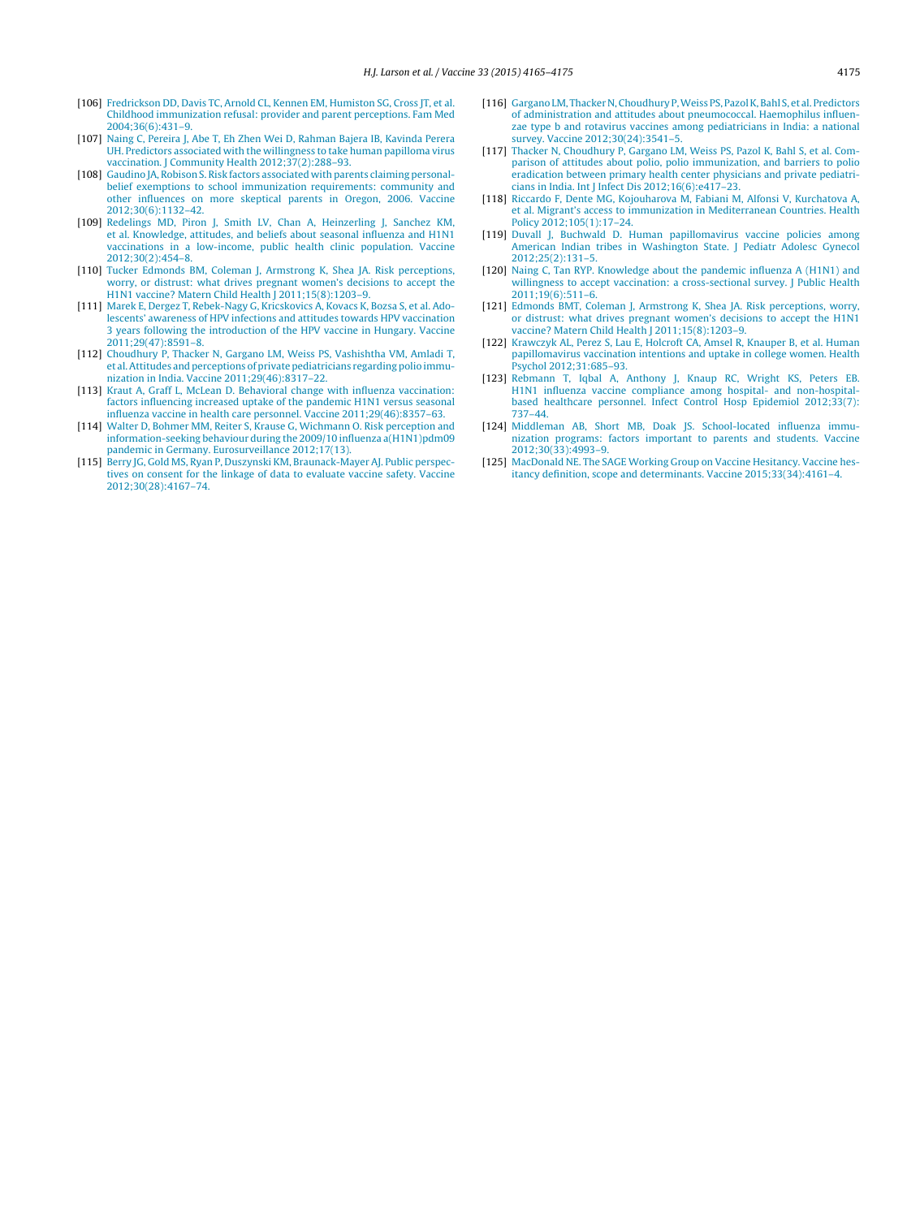[106] Fredrickson DD, Davis TC, Arnold CL, Kennen EM, Humiston SG, Cross JT, et al. Childhood immunization refusal: provider and parent perceptions. Fam Med 2004;36(6):431–9.

[107] Naing C, Pereira J, Abe T, Eh Zhen Wei D, Rahman Bajera IB, Kavinda Perera UH. Predictors associated with the willingness to take human papilloma virus vaccination. J Community Health 2012;37(2):288–93.

[108] Gaudino JA, Robison S. Risk factors associated with parents claiming personal-belief exemptions to school immunization requirements: community and other influences on more skeptical parents in Oregon, 2006. Vaccine 2012;30(6):1132–42.

[109] Redelings MD, Piron J, Smith LV, Chan A, Heinzerling J, Sanchez KM, et al. Knowledge, attitudes, and beliefs about seasonal influenza and H1N1 vaccinations in a low-income, public health clinic population. Vaccine 2012;30(2):454–8.

[110] Tucker Edmonds BM, Coleman J, Armstrong K, Shea JA. Risk perceptions, worry, or distrust: what drives pregnant women's decisions to accept the H1N1 vaccine? Matern Child Health J 2011;15(8):1203–9.

[111] Marek E, Dergez T, Rebek-Nagy G, Kricskovics A, Kovacs K, Bozsa S, et al. Adolescents' awareness of HPV infections and attitudes towards HPV vaccination 3 years following the introduction of the HPV vaccine in Hungary. Vaccine 2011;29(47):8591–8.

[112] Choudhury P, Thacker N, Gargano LM, Weiss PS, Vashishtha VM, Amladi T, et al. Attitudes and perceptions of private pediatricians regarding polio immunization in India. Vaccine 2011;29(46):8317–22.

[113] Kraut A, Graff L, McLean D. Behavioral change with influenza vaccination: factors influencing increased uptake of the pandemic H1N1 versus seasonal influenza vaccine in health care personnel. Vaccine 2011;29(46):8357–63.

[114] Walter D, Bohmer MM, Reiter S, Krause G, Wichmann O. Risk perception and information-seeking behaviour during the 2009/10 influenza a(H1N1)pdm09 pandemic in Germany. Eurosurveillance 2012;17(13).

[115] Berry JG, Gold MS, Ryan P, Duszynski KM, Braunack-Mayer AJ. Public perspectives on consent for the linkage of data to evaluate vaccine safety. Vaccine 2012;30(28):4167–74.

[116] Gargano LM, Thacker N, Choudhury P, Weiss PS, Pazol K, Bahl S, et al. Predictors of administration and attitudes about pneumococcal. Haemophilus influenzae type b and rotavirus vaccines among pediatricians in India: a national survey. Vaccine 2012;30(24):3541–5.

[117] Thacker N, Choudhury P, Gargano LM, Weiss PS, Pazol K, Bahl S, et al. Comparison of attitudes about polio, polio immunization, and barriers to polio eradication between primary health center physicians and private pediatricians in India. Int J Infect Dis 2012;16(6):e417–23.

[118] Riccardo F, Dente MG, Kojouharova M, Fabiani M, Alfonsi V, Kurchatova A, et al. Migrant's access to immunization in Mediterranean Countries. Health Policy 2012;105(1):17–24.

[119] Duvall J, Buchwald D. Human papillomavirus vaccine policies among American Indian tribes in Washington State. J Pediatr Adolesc Gynecol 2012;25(2):131–5.

[120] Naing C, Tan RYP. Knowledge about the pandemic influenza A (H1N1) and willingness to accept vaccination: a cross-sectional survey. J Public Health 2011;19(6):511–6.

[121] Edmonds BMT, Coleman J, Armstrong K, Shea JA. Risk perceptions, worry, or distrust: what drives pregnant women's decisions to accept the H1N1 vaccine? Matern Child Health J 2011;15(8):1203–9.

[122] Krawczyk AL, Perez S, Lau E, Holcroft CA, Amsel R, Knauper B, et al. Human papillomavirus vaccination intentions and uptake in college women. Health Psychol 2012;31:685–93.

[123] Rebmann T, Iqbal A, Anthony J, Knaup RC, Wright KS, Peters EB. H1N1 influenza vaccine compliance among hospital- and non-hospital-based healthcare personnel. Infect Control Hosp Epidemiol 2012;33(7): 737–44.

[124] Middleman AB, Short MB, Doak JS. School-located influenza immunization programs: factors important to parents and students. Vaccine 2012;30(33):4993–9.

[125] MacDonald NE. The SAGE Working Group on Vaccine Hesitancy. Vaccine hesitancy definition, scope and determinants. Vaccine 2015;33(34):4161–4.